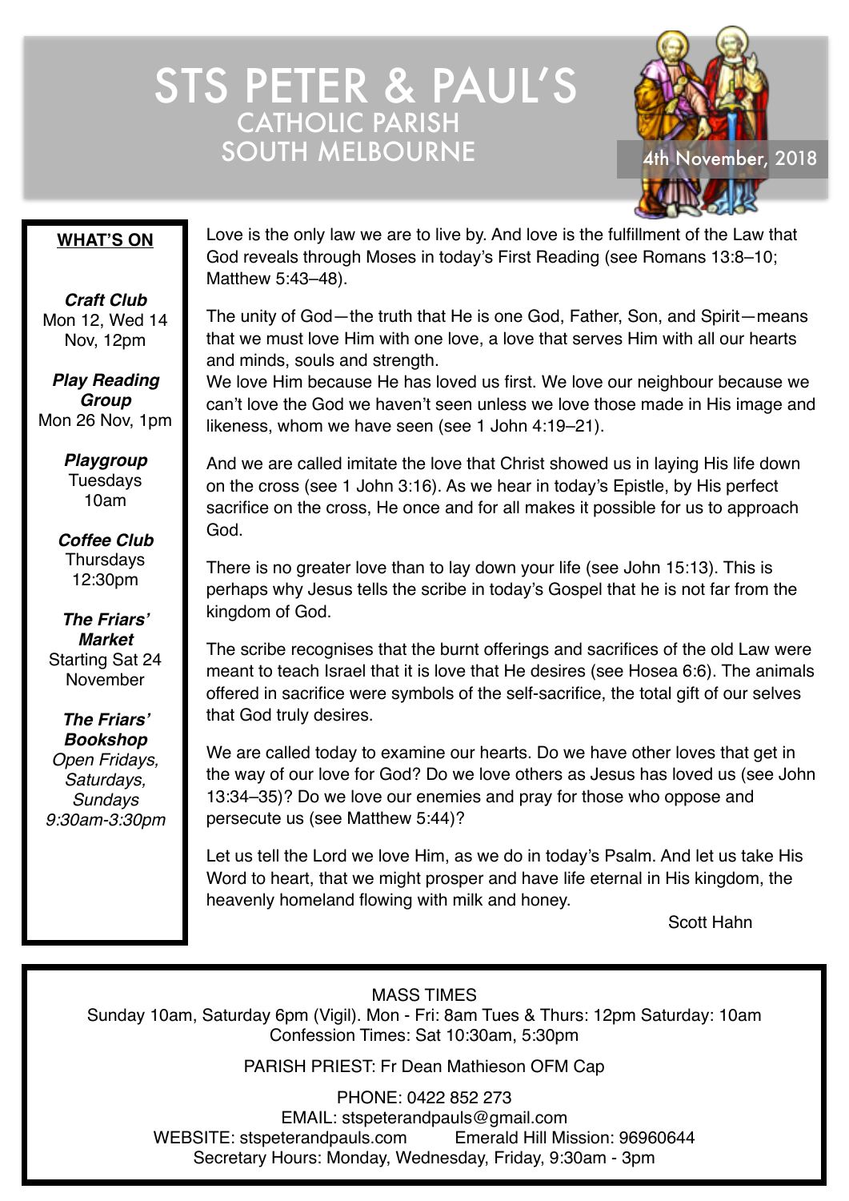# STS PETER & PAUL'S

## CATHOLIC PARISH SOUTH MELBOURNE

4th November, 2018

**WHAT'S ON**

***Craft Club***
Mon 12, Wed 14 Nov, 12pm

***Play Reading Group***
Mon 26 Nov, 1pm

***Playgroup***
Tuesdays 10am

***Coffee Club***
Thursdays 12:30pm

***The Friars' Market***
Starting Sat 24 November

***The Friars' Bookshop***
*Open Fridays, Saturdays, Sundays 9:30am-3:30pm*

Love is the only law we are to live by. And love is the fulfillment of the Law that God reveals through Moses in today's First Reading (see Romans 13:8–10; Matthew 5:43–48).

The unity of God—the truth that He is one God, Father, Son, and Spirit—means that we must love Him with one love, a love that serves Him with all our hearts and minds, souls and strength.
We love Him because He has loved us first. We love our neighbour because we can't love the God we haven't seen unless we love those made in His image and likeness, whom we have seen (see 1 John 4:19–21).

And we are called imitate the love that Christ showed us in laying His life down on the cross (see 1 John 3:16). As we hear in today's Epistle, by His perfect sacrifice on the cross, He once and for all makes it possible for us to approach God.

There is no greater love than to lay down your life (see John 15:13). This is perhaps why Jesus tells the scribe in today's Gospel that he is not far from the kingdom of God.

The scribe recognises that the burnt offerings and sacrifices of the old Law were meant to teach Israel that it is love that He desires (see Hosea 6:6). The animals offered in sacrifice were symbols of the self-sacrifice, the total gift of our selves that God truly desires.

We are called today to examine our hearts. Do we have other loves that get in the way of our love for God? Do we love others as Jesus has loved us (see John 13:34–35)? Do we love our enemies and pray for those who oppose and persecute us (see Matthew 5:44)?

Let us tell the Lord we love Him, as we do in today's Psalm. And let us take His Word to heart, that we might prosper and have life eternal in His kingdom, the heavenly homeland flowing with milk and honey.

Scott Hahn

MASS TIMES
Sunday 10am, Saturday 6pm (Vigil). Mon - Fri: 8am Tues & Thurs: 12pm Saturday: 10am
Confession Times: Sat 10:30am, 5:30pm

PARISH PRIEST: Fr Dean Mathieson OFM Cap

PHONE: 0422 852 273
EMAIL: stspeterandpauls@gmail.com
WEBSITE: stspeterandpauls.com Emerald Hill Mission: 96960644
Secretary Hours: Monday, Wednesday, Friday, 9:30am - 3pm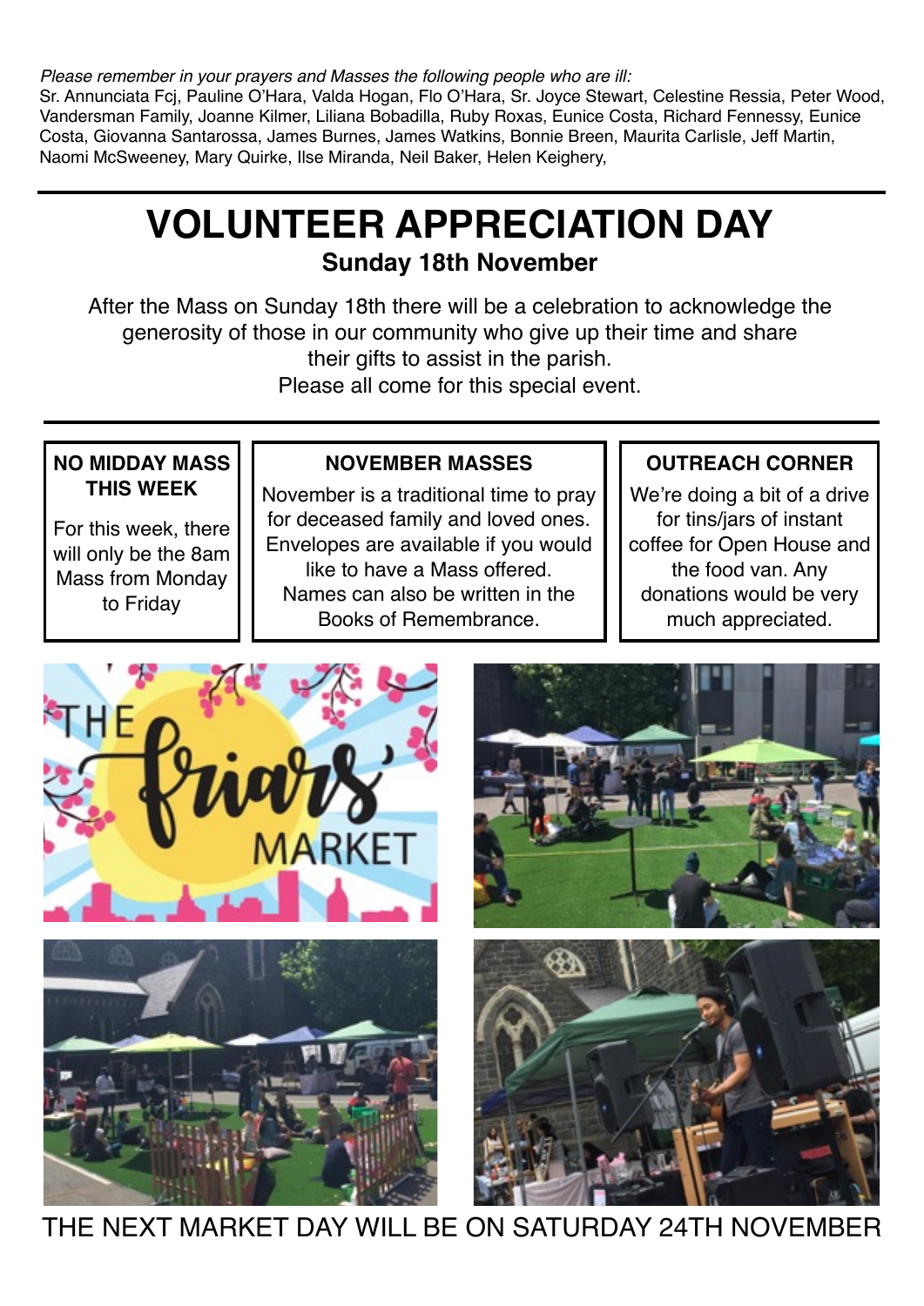*Please remember in your prayers and Masses the following people who are ill:*
Sr. Annunciata Fcj, Pauline O'Hara, Valda Hogan, Flo O'Hara, Sr. Joyce Stewart, Celestine Ressia, Peter Wood, Vandersman Family, Joanne Kilmer, Liliana Bobadilla, Ruby Roxas, Eunice Costa, Richard Fennessy, Eunice Costa, Giovanna Santarossa, James Burnes, James Watkins, Bonnie Breen, Maurita Carlisle, Jeff Martin, Naomi McSweeney, Mary Quirke, Ilse Miranda, Neil Baker, Helen Keighery,

---

# VOLUNTEER APPRECIATION DAY

**Sunday 18th November**

After the Mass on Sunday 18th there will be a celebration to acknowledge the generosity of those in our community who give up their time and share their gifts to assist in the parish.
Please all come for this special event.

---

### NO MIDDAY MASS THIS WEEK

For this week, there will only be the 8am Mass from Monday to Friday

### NOVEMBER MASSES

November is a traditional time to pray for deceased family and loved ones. Envelopes are available if you would like to have a Mass offered. Names can also be written in the Books of Remembrance.

### OUTREACH CORNER

We're doing a bit of a drive for tins/jars of instant coffee for Open House and the food van. Any donations would be very much appreciated.

THE NEXT MARKET DAY WILL BE ON SATURDAY 24TH NOVEMBER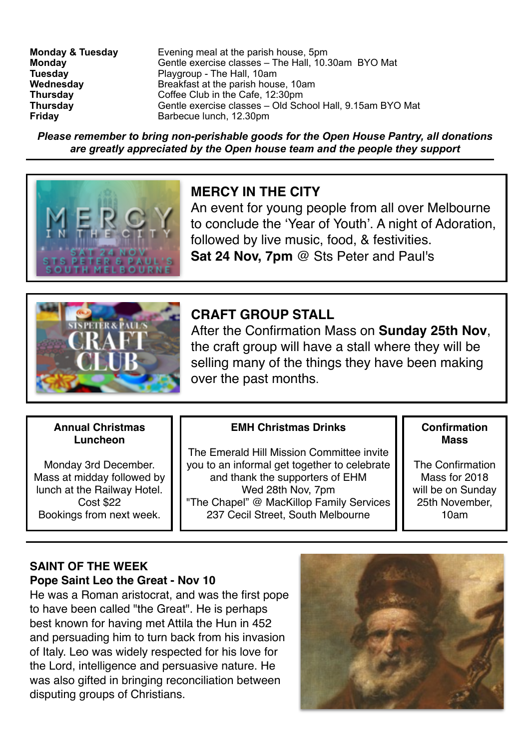| | |
|---|---|
| **Monday & Tuesday** | Evening meal at the parish house, 5pm |
| **Monday** | Gentle exercise classes – The Hall, 10.30am BYO Mat |
| **Tuesday** | Playgroup - The Hall, 10am |
| **Wednesday** | Breakfast at the parish house, 10am |
| **Thursday** | Coffee Club in the Cafe, 12:30pm |
| **Thursday** | Gentle exercise classes – Old School Hall, 9.15am BYO Mat |
| **Friday** | Barbecue lunch, 12.30pm |

***Please remember to bring non-perishable goods for the Open House Pantry, all donations are greatly appreciated by the Open house team and the people they support***

## MERCY IN THE CITY

An event for young people from all over Melbourne to conclude the 'Year of Youth'. A night of Adoration, followed by live music, food, & festivities.
**Sat 24 Nov, 7pm** @ Sts Peter and Paul's

## CRAFT GROUP STALL

After the Confirmation Mass on **Sunday 25th Nov**, the craft group will have a stall where they will be selling many of the things they have been making over the past months.

### Annual Christmas Luncheon

Monday 3rd December.
Mass at midday followed by lunch at the Railway Hotel.
Cost $22
Bookings from next week.

### EMH Christmas Drinks

The Emerald Hill Mission Committee invite you to an informal get together to celebrate and thank the supporters of EHM
Wed 28th Nov, 7pm
"The Chapel" @ MacKillop Family Services
237 Cecil Street, South Melbourne

### Confirmation Mass

The Confirmation Mass for 2018 will be on Sunday 25th November, 10am

## SAINT OF THE WEEK

**Pope Saint Leo the Great - Nov 10**

He was a Roman aristocrat, and was the first pope to have been called "the Great". He is perhaps best known for having met Attila the Hun in 452 and persuading him to turn back from his invasion of Italy. Leo was widely respected for his love for the Lord, intelligence and persuasive nature. He was also gifted in bringing reconciliation between disputing groups of Christians.